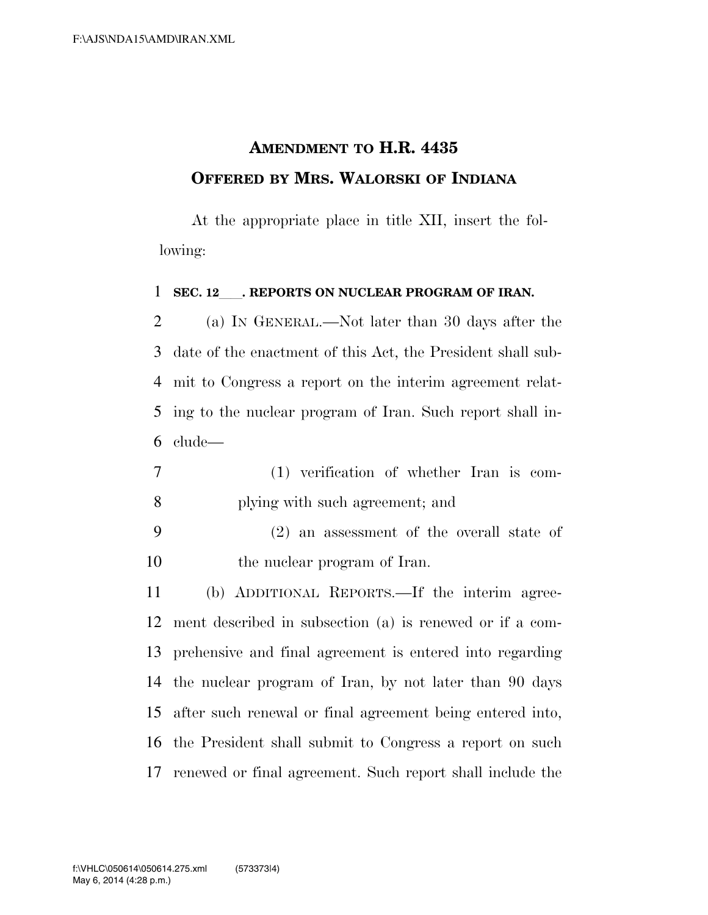# AMENDMENT TO H.R. 4435

## OFFERED BY MRS. WALORSKI OF INDIANA

At the appropriate place in title XII, insert the following:

**SEC. 12___. REPORTS ON NUCLEAR PROGRAM OF IRAN.**

(a) IN GENERAL.—Not later than 30 days after the date of the enactment of this Act, the President shall submit to Congress a report on the interim agreement relating to the nuclear program of Iran. Such report shall include—

(1) verification of whether Iran is complying with such agreement; and

(2) an assessment of the overall state of the nuclear program of Iran.

(b) ADDITIONAL REPORTS.—If the interim agreement described in subsection (a) is renewed or if a comprehensive and final agreement is entered into regarding the nuclear program of Iran, by not later than 90 days after such renewal or final agreement being entered into, the President shall submit to Congress a report on such renewed or final agreement. Such report shall include the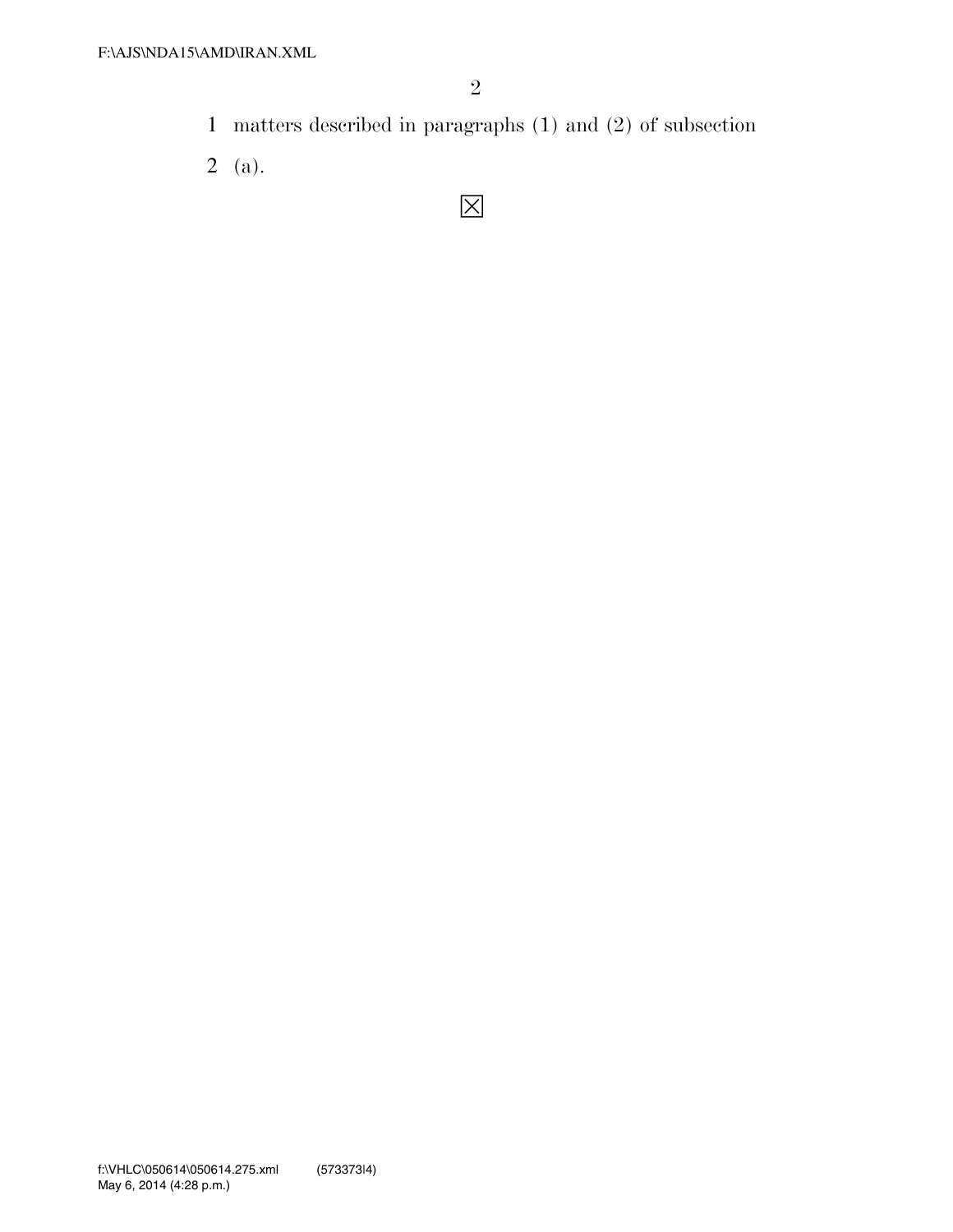matters described in paragraphs (1) and (2) of subsection (a).

☒